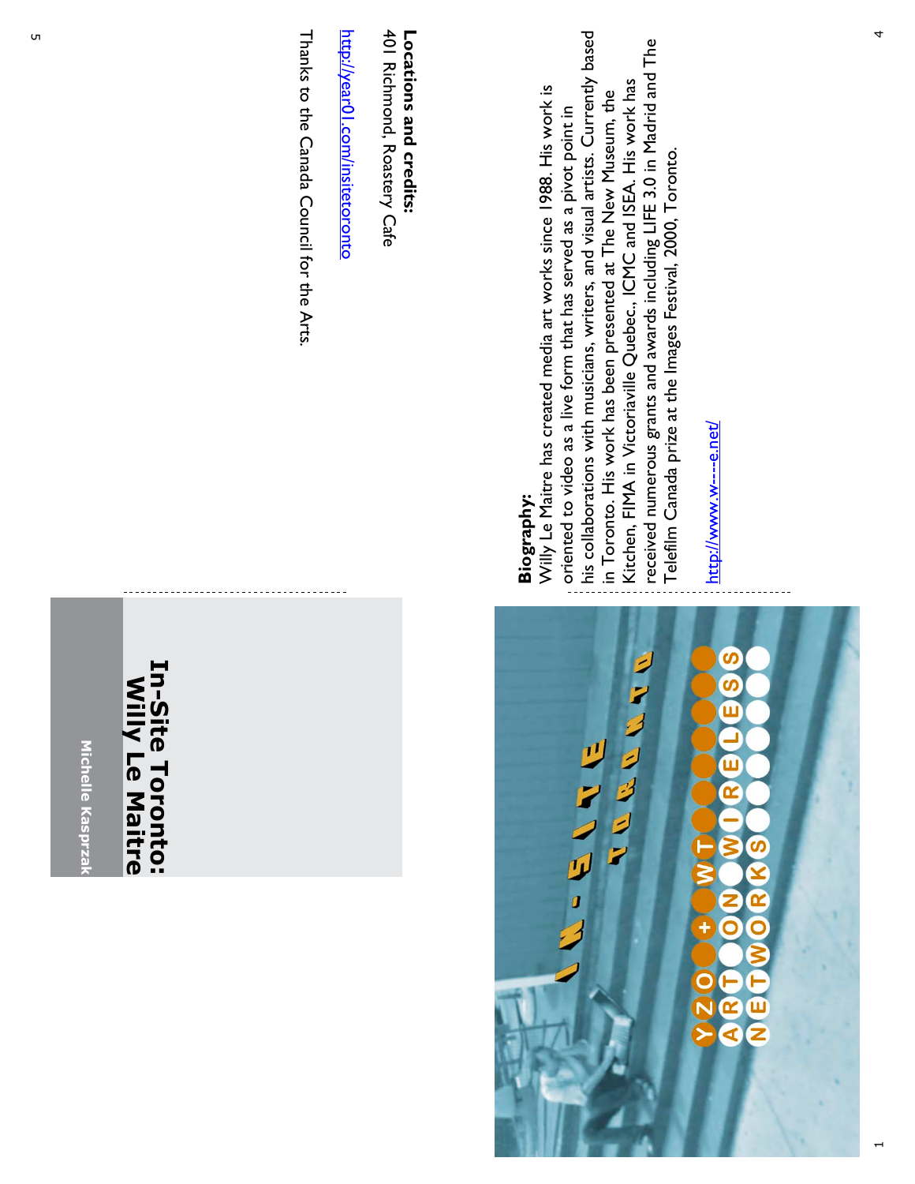**Biography:**
Willy Le Maitre has created media art works since 1988. His work is oriented to video as a live form that has served as a pivot point in his collaborations with musicians, writers, and visual artists. Currently based in Toronto. His work has been presented at The New Museum, the Kitchen, FIMA in Victoriaville Quebec., ICMC and ISEA. His work has received numerous grants and awards including LIFE 3.0 in Madrid and The Telefilm Canada prize at the Images Festival, 2000, Toronto.

http://www.w---e.net/

IN-SITE TORONTO

YZO + ART TO WNT WIRELESS NETWORKS

# In-Site Toronto: Willy Le Maitre

Michelle Kasprzak

**Locations and credits:**
401 Richmond, Roastery Cafe

http://year01.com/insitetoronto

Thanks to the Canada Council for the Arts.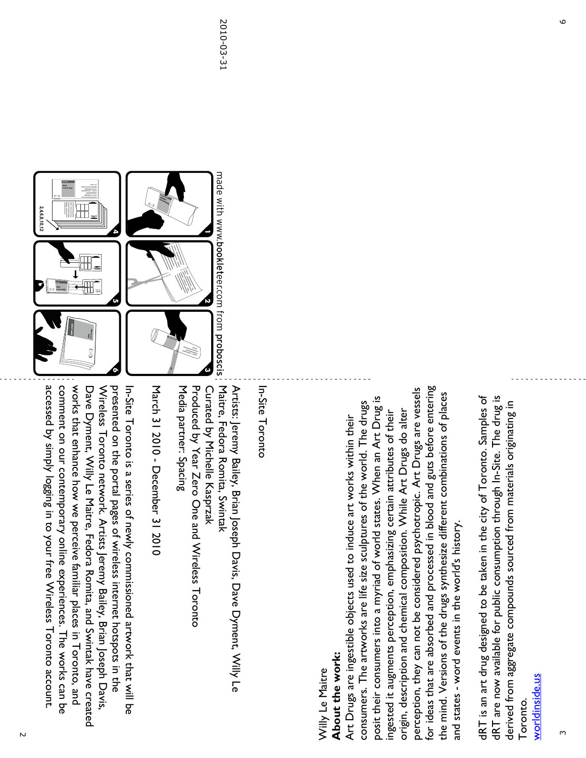In-Site Toronto

Artists: Jeremy Bailey, Brian Joseph Davis, Dave Dyment, Willy Le Maitre, Fedora Romita, Swintak
Curated by Michelle Kasprzak
Produced by Year Zero One and Wireless Toronto
Media partner: Spacing

March 31 2010 - December 31 2010

In-Site Toronto is a series of newly commissioned artwork that will be presented on the portal pages of wireless internet hotspots in the Wireless Toronto network. Artists Jeremy Bailey, Brian Joseph Davis, Dave Dyment, Willy Le Maitre, Fedora Romita, and Swintak have created works that enhance how we perceive familiar places in Toronto, and comment on our contemporary online experiences. The works can be accessed by simply logging in to your free Wireless Toronto account.

Willy Le Maitre

**About the work:**

Art Drugs are ingestible objects used to induce art works within their consumers. The artworks are life size sculptures of the world. The drugs posit their consumers into a myriad of world states. When an Art Drug is ingested it augments perception, emphasizing certain attributes of their origin, description and chemical composition. While Art Drugs do alter perception, they can not be considered psychotropic. Art Drugs are vessels for ideas that are absorbed and processed in blood and guts before entering the mind. Versions of the drugs synthesize different combinations of places and states - word events in the world's history.

dRT is an art drug designed to be taken in the city of Toronto. Samples of dRT are now available for public consumption through In-Site. The drug is derived from aggregate compounds sourced from materials originating in Toronto.

[worldinside.us](worldinside.us)

2010-03-31

made with www.bookleteer.com from proboscis